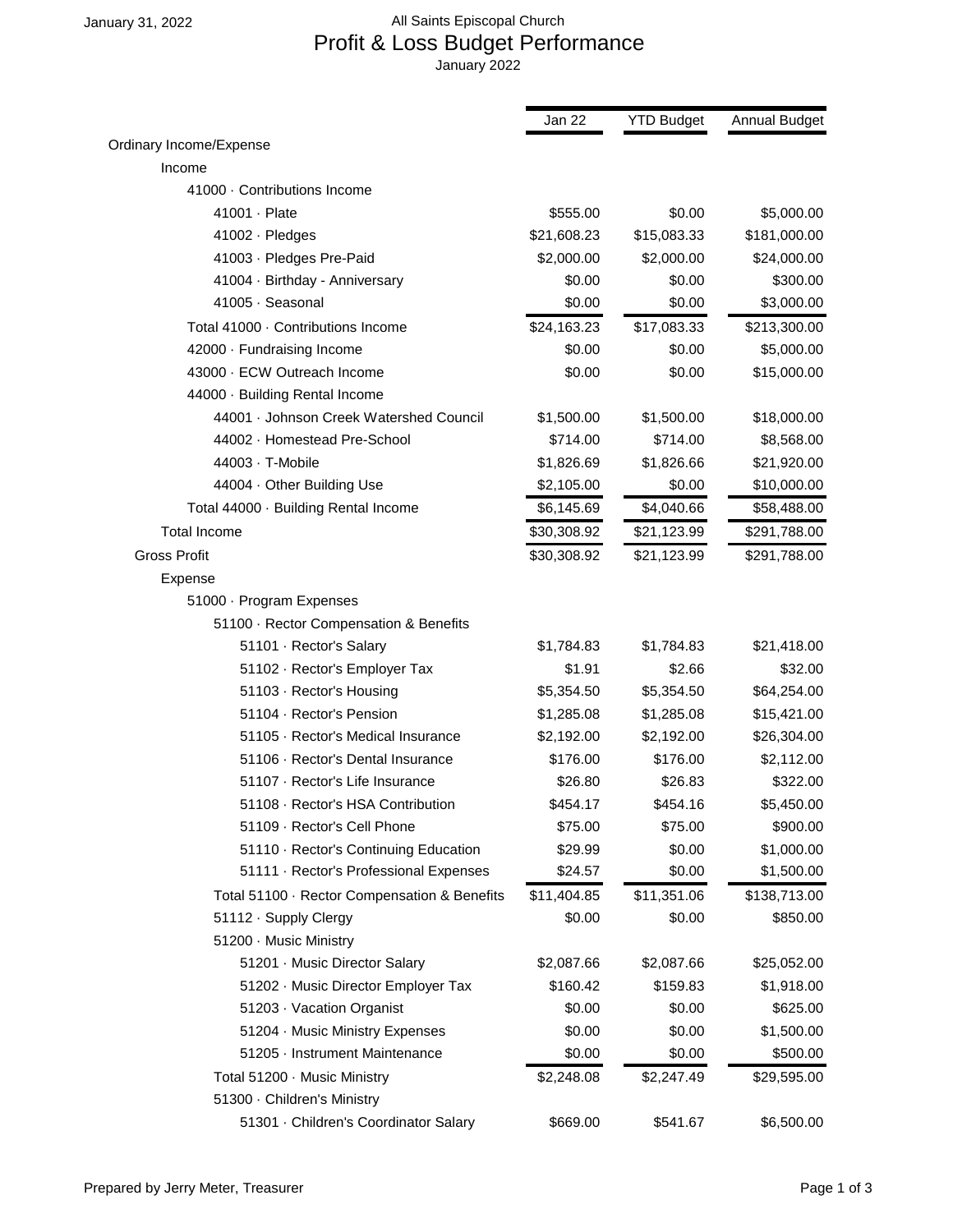All Saints Episcopal Church

# Profit & Loss Budget Performance

January 2022

January 31, 2022

| | Jan 22 | YTD Budget | Annual Budget |
|---|---|---|---|
| Ordinary Income/Expense | | | |
| Income | | | |
| 41000 · Contributions Income | | | |
| 41001 · Plate | $555.00 | $0.00 | $5,000.00 |
| 41002 · Pledges | $21,608.23 | $15,083.33 | $181,000.00 |
| 41003 · Pledges Pre-Paid | $2,000.00 | $2,000.00 | $24,000.00 |
| 41004 · Birthday - Anniversary | $0.00 | $0.00 | $300.00 |
| 41005 · Seasonal | $0.00 | $0.00 | $3,000.00 |
| Total 41000 · Contributions Income | $24,163.23 | $17,083.33 | $213,300.00 |
| 42000 · Fundraising Income | $0.00 | $0.00 | $5,000.00 |
| 43000 · ECW Outreach Income | $0.00 | $0.00 | $15,000.00 |
| 44000 · Building Rental Income | | | |
| 44001 · Johnson Creek Watershed Council | $1,500.00 | $1,500.00 | $18,000.00 |
| 44002 · Homestead Pre-School | $714.00 | $714.00 | $8,568.00 |
| 44003 · T-Mobile | $1,826.69 | $1,826.66 | $21,920.00 |
| 44004 · Other Building Use | $2,105.00 | $0.00 | $10,000.00 |
| Total 44000 · Building Rental Income | $6,145.69 | $4,040.66 | $58,488.00 |
| Total Income | $30,308.92 | $21,123.99 | $291,788.00 |
| Gross Profit | $30,308.92 | $21,123.99 | $291,788.00 |
| Expense | | | |
| 51000 · Program Expenses | | | |
| 51100 · Rector Compensation & Benefits | | | |
| 51101 · Rector's Salary | $1,784.83 | $1,784.83 | $21,418.00 |
| 51102 · Rector's Employer Tax | $1.91 | $2.66 | $32.00 |
| 51103 · Rector's Housing | $5,354.50 | $5,354.50 | $64,254.00 |
| 51104 · Rector's Pension | $1,285.08 | $1,285.08 | $15,421.00 |
| 51105 · Rector's Medical Insurance | $2,192.00 | $2,192.00 | $26,304.00 |
| 51106 · Rector's Dental Insurance | $176.00 | $176.00 | $2,112.00 |
| 51107 · Rector's Life Insurance | $26.80 | $26.83 | $322.00 |
| 51108 · Rector's HSA Contribution | $454.17 | $454.16 | $5,450.00 |
| 51109 · Rector's Cell Phone | $75.00 | $75.00 | $900.00 |
| 51110 · Rector's Continuing Education | $29.99 | $0.00 | $1,000.00 |
| 51111 · Rector's Professional Expenses | $24.57 | $0.00 | $1,500.00 |
| Total 51100 · Rector Compensation & Benefits | $11,404.85 | $11,351.06 | $138,713.00 |
| 51112 · Supply Clergy | $0.00 | $0.00 | $850.00 |
| 51200 · Music Ministry | | | |
| 51201 · Music Director Salary | $2,087.66 | $2,087.66 | $25,052.00 |
| 51202 · Music Director Employer Tax | $160.42 | $159.83 | $1,918.00 |
| 51203 · Vacation Organist | $0.00 | $0.00 | $625.00 |
| 51204 · Music Ministry Expenses | $0.00 | $0.00 | $1,500.00 |
| 51205 · Instrument Maintenance | $0.00 | $0.00 | $500.00 |
| Total 51200 · Music Ministry | $2,248.08 | $2,247.49 | $29,595.00 |
| 51300 · Children's Ministry | | | |
| 51301 · Children's Coordinator Salary | $669.00 | $541.67 | $6,500.00 |

Prepared by Jerry Meter, Treasurer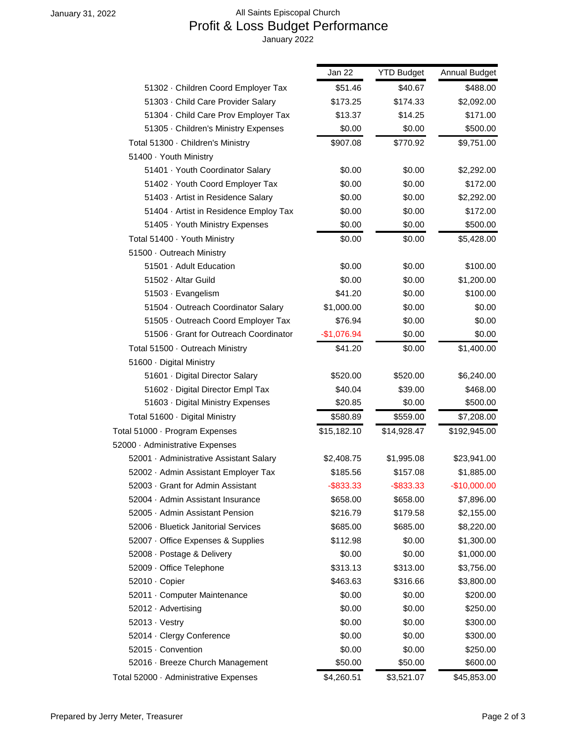All Saints Episcopal Church

# Profit & Loss Budget Performance

January 2022

| | Jan 22 | YTD Budget | Annual Budget |
|---|---|---|---|
| 51302 · Children Coord Employer Tax | $51.46 | $40.67 | $488.00 |
| 51303 · Child Care Provider Salary | $173.25 | $174.33 | $2,092.00 |
| 51304 · Child Care Prov Employer Tax | $13.37 | $14.25 | $171.00 |
| 51305 · Children's Ministry Expenses | $0.00 | $0.00 | $500.00 |
| Total 51300 · Children's Ministry | $907.08 | $770.92 | $9,751.00 |
| 51400 · Youth Ministry | | | |
| 51401 · Youth Coordinator Salary | $0.00 | $0.00 | $2,292.00 |
| 51402 · Youth Coord Employer Tax | $0.00 | $0.00 | $172.00 |
| 51403 · Artist in Residence Salary | $0.00 | $0.00 | $2,292.00 |
| 51404 · Artist in Residence Employ Tax | $0.00 | $0.00 | $172.00 |
| 51405 · Youth Ministry Expenses | $0.00 | $0.00 | $500.00 |
| Total 51400 · Youth Ministry | $0.00 | $0.00 | $5,428.00 |
| 51500 · Outreach Ministry | | | |
| 51501 · Adult Education | $0.00 | $0.00 | $100.00 |
| 51502 · Altar Guild | $0.00 | $0.00 | $1,200.00 |
| 51503 · Evangelism | $41.20 | $0.00 | $100.00 |
| 51504 · Outreach Coordinator Salary | $1,000.00 | $0.00 | $0.00 |
| 51505 · Outreach Coord Employer Tax | $76.94 | $0.00 | $0.00 |
| 51506 · Grant for Outreach Coordinator | -$1,076.94 | $0.00 | $0.00 |
| Total 51500 · Outreach Ministry | $41.20 | $0.00 | $1,400.00 |
| 51600 · Digital Ministry | | | |
| 51601 · Digital Director Salary | $520.00 | $520.00 | $6,240.00 |
| 51602 · Digital Director Empl Tax | $40.04 | $39.00 | $468.00 |
| 51603 · Digital Ministry Expenses | $20.85 | $0.00 | $500.00 |
| Total 51600 · Digital Ministry | $580.89 | $559.00 | $7,208.00 |
| Total 51000 · Program Expenses | $15,182.10 | $14,928.47 | $192,945.00 |
| 52000 · Administrative Expenses | | | |
| 52001 · Administrative Assistant Salary | $2,408.75 | $1,995.08 | $23,941.00 |
| 52002 · Admin Assistant Employer Tax | $185.56 | $157.08 | $1,885.00 |
| 52003 · Grant for Admin Assistant | -$833.33 | -$833.33 | -$10,000.00 |
| 52004 · Admin Assistant Insurance | $658.00 | $658.00 | $7,896.00 |
| 52005 · Admin Assistant Pension | $216.79 | $179.58 | $2,155.00 |
| 52006 · Bluetick Janitorial Services | $685.00 | $685.00 | $8,220.00 |
| 52007 · Office Expenses & Supplies | $112.98 | $0.00 | $1,300.00 |
| 52008 · Postage & Delivery | $0.00 | $0.00 | $1,000.00 |
| 52009 · Office Telephone | $313.13 | $313.00 | $3,756.00 |
| 52010 · Copier | $463.63 | $316.66 | $3,800.00 |
| 52011 · Computer Maintenance | $0.00 | $0.00 | $200.00 |
| 52012 · Advertising | $0.00 | $0.00 | $250.00 |
| 52013 · Vestry | $0.00 | $0.00 | $300.00 |
| 52014 · Clergy Conference | $0.00 | $0.00 | $300.00 |
| 52015 · Convention | $0.00 | $0.00 | $250.00 |
| 52016 · Breeze Church Management | $50.00 | $50.00 | $600.00 |
| Total 52000 · Administrative Expenses | $4,260.51 | $3,521.07 | $45,853.00 |

Prepared by Jerry Meter, Treasurer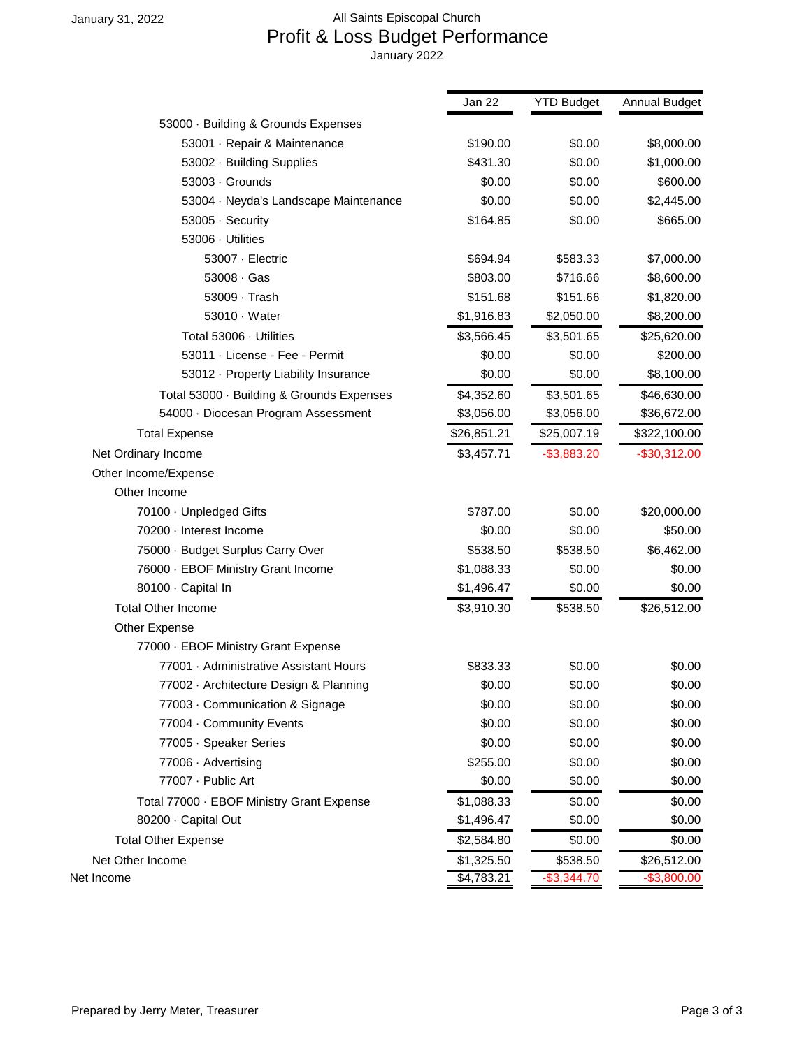All Saints Episcopal Church

# Profit & Loss Budget Performance

January 2022

| | Jan 22 | YTD Budget | Annual Budget |
|---|---|---|---|
| 53000 · Building & Grounds Expenses | | | |
| 53001 · Repair & Maintenance | $190.00 | $0.00 | $8,000.00 |
| 53002 · Building Supplies | $431.30 | $0.00 | $1,000.00 |
| 53003 · Grounds | $0.00 | $0.00 | $600.00 |
| 53004 · Neyda's Landscape Maintenance | $0.00 | $0.00 | $2,445.00 |
| 53005 · Security | $164.85 | $0.00 | $665.00 |
| 53006 · Utilities | | | |
| 53007 · Electric | $694.94 | $583.33 | $7,000.00 |
| 53008 · Gas | $803.00 | $716.66 | $8,600.00 |
| 53009 · Trash | $151.68 | $151.66 | $1,820.00 |
| 53010 · Water | $1,916.83 | $2,050.00 | $8,200.00 |
| Total 53006 · Utilities | $3,566.45 | $3,501.65 | $25,620.00 |
| 53011 · License - Fee - Permit | $0.00 | $0.00 | $200.00 |
| 53012 · Property Liability Insurance | $0.00 | $0.00 | $8,100.00 |
| Total 53000 · Building & Grounds Expenses | $4,352.60 | $3,501.65 | $46,630.00 |
| 54000 · Diocesan Program Assessment | $3,056.00 | $3,056.00 | $36,672.00 |
| Total Expense | $26,851.21 | $25,007.19 | $322,100.00 |
| Net Ordinary Income | $3,457.71 | -$3,883.20 | -$30,312.00 |
| Other Income/Expense | | | |
| Other Income | | | |
| 70100 · Unpledged Gifts | $787.00 | $0.00 | $20,000.00 |
| 70200 · Interest Income | $0.00 | $0.00 | $50.00 |
| 75000 · Budget Surplus Carry Over | $538.50 | $538.50 | $6,462.00 |
| 76000 · EBOF Ministry Grant Income | $1,088.33 | $0.00 | $0.00 |
| 80100 · Capital In | $1,496.47 | $0.00 | $0.00 |
| Total Other Income | $3,910.30 | $538.50 | $26,512.00 |
| Other Expense | | | |
| 77000 · EBOF Ministry Grant Expense | | | |
| 77001 · Administrative Assistant Hours | $833.33 | $0.00 | $0.00 |
| 77002 · Architecture Design & Planning | $0.00 | $0.00 | $0.00 |
| 77003 · Communication & Signage | $0.00 | $0.00 | $0.00 |
| 77004 · Community Events | $0.00 | $0.00 | $0.00 |
| 77005 · Speaker Series | $0.00 | $0.00 | $0.00 |
| 77006 · Advertising | $255.00 | $0.00 | $0.00 |
| 77007 · Public Art | $0.00 | $0.00 | $0.00 |
| Total 77000 · EBOF Ministry Grant Expense | $1,088.33 | $0.00 | $0.00 |
| 80200 · Capital Out | $1,496.47 | $0.00 | $0.00 |
| Total Other Expense | $2,584.80 | $0.00 | $0.00 |
| Net Other Income | $1,325.50 | $538.50 | $26,512.00 |
| Net Income | $4,783.21 | -$3,344.70 | -$3,800.00 |

Prepared by Jerry Meter, Treasurer